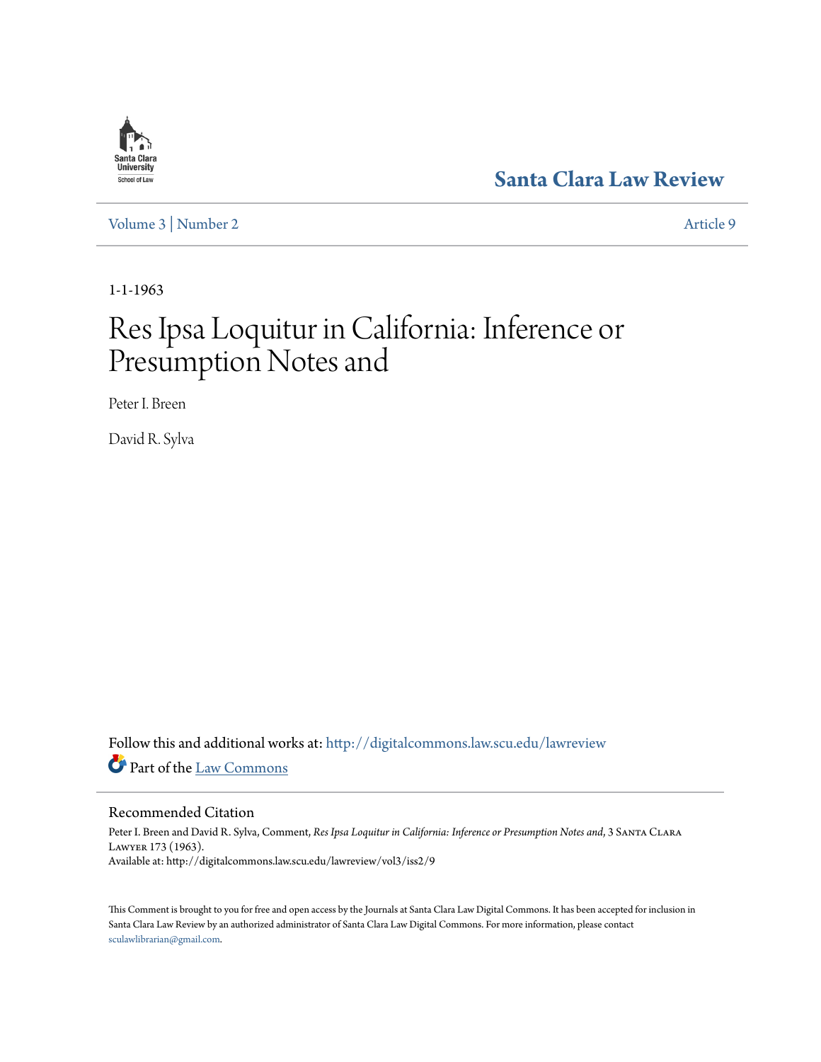Santa Clara University School of Law

# Santa Clara Law Review

Volume 3 | Number 2 Article 9

1-1-1963

# Res Ipsa Loquitur in California: Inference or Presumption Notes and

Peter I. Breen

David R. Sylva

Follow this and additional works at: http://digitalcommons.law.scu.edu/lawreview

Part of the Law Commons

## Recommended Citation

Peter I. Breen and David R. Sylva, Comment, *Res Ipsa Loquitur in California: Inference or Presumption Notes and*, 3 Santa Clara Lawyer 173 (1963).
Available at: http://digitalcommons.law.scu.edu/lawreview/vol3/iss2/9

This Comment is brought to you for free and open access by the Journals at Santa Clara Law Digital Commons. It has been accepted for inclusion in Santa Clara Law Review by an authorized administrator of Santa Clara Law Digital Commons. For more information, please contact sculawlibrarian@gmail.com.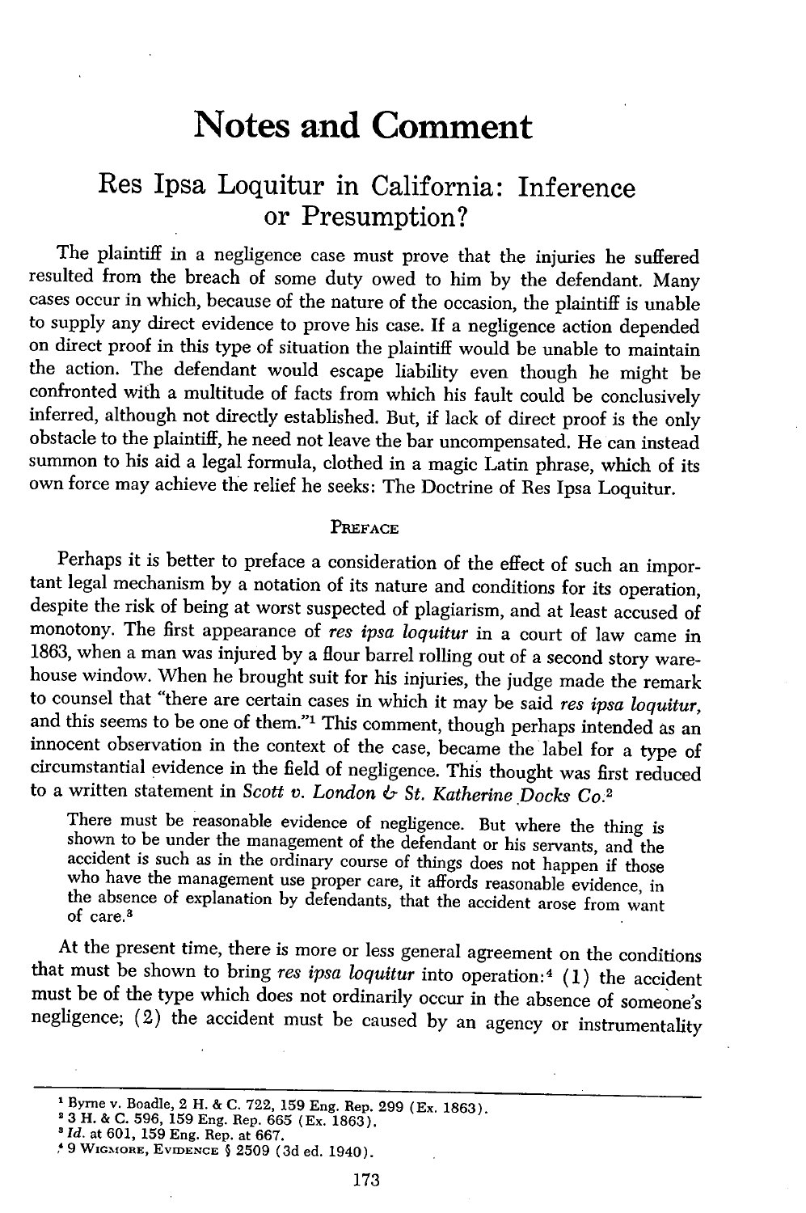# Notes and Comment

## Res Ipsa Loquitur in California: Inference or Presumption?

The plaintiff in a negligence case must prove that the injuries he suffered resulted from the breach of some duty owed to him by the defendant. Many cases occur in which, because of the nature of the occasion, the plaintiff is unable to supply any direct evidence to prove his case. If a negligence action depended on direct proof in this type of situation the plaintiff would be unable to maintain the action. The defendant would escape liability even though he might be confronted with a multitude of facts from which his fault could be conclusively inferred, although not directly established. But, if lack of direct proof is the only obstacle to the plaintiff, he need not leave the bar uncompensated. He can instead summon to his aid a legal formula, clothed in a magic Latin phrase, which of its own force may achieve the relief he seeks: The Doctrine of Res Ipsa Loquitur.

### Preface

Perhaps it is better to preface a consideration of the effect of such an important legal mechanism by a notation of its nature and conditions for its operation, despite the risk of being at worst suspected of plagiarism, and at least accused of monotony. The first appearance of *res ipsa loquitur* in a court of law came in 1863, when a man was injured by a flour barrel rolling out of a second story warehouse window. When he brought suit for his injuries, the judge made the remark to counsel that "there are certain cases in which it may be said *res ipsa loquitur*, and this seems to be one of them."[1] This comment, though perhaps intended as an innocent observation in the context of the case, became the label for a type of circumstantial evidence in the field of negligence. This thought was first reduced to a written statement in *Scott v. London & St. Katherine Docks Co.*[2]

> There must be reasonable evidence of negligence. But where the thing is shown to be under the management of the defendant or his servants, and the accident is such as in the ordinary course of things does not happen if those who have the management use proper care, it affords reasonable evidence, in the absence of explanation by defendants, that the accident arose from want of care.[3]

At the present time, there is more or less general agreement on the conditions that must be shown to bring *res ipsa loquitur* into operation:[4] (1) the accident must be of the type which does not ordinarily occur in the absence of someone's negligence; (2) the accident must be caused by an agency or instrumentality

---

[1] Byrne v. Boadle, 2 H. & C. 722, 159 Eng. Rep. 299 (Ex. 1863).

[2] 3 H. & C. 596, 159 Eng. Rep. 665 (Ex. 1863).

[3] *Id.* at 601, 159 Eng. Rep. at 667.

[4] 9 Wigmore, Evidence § 2509 (3d ed. 1940).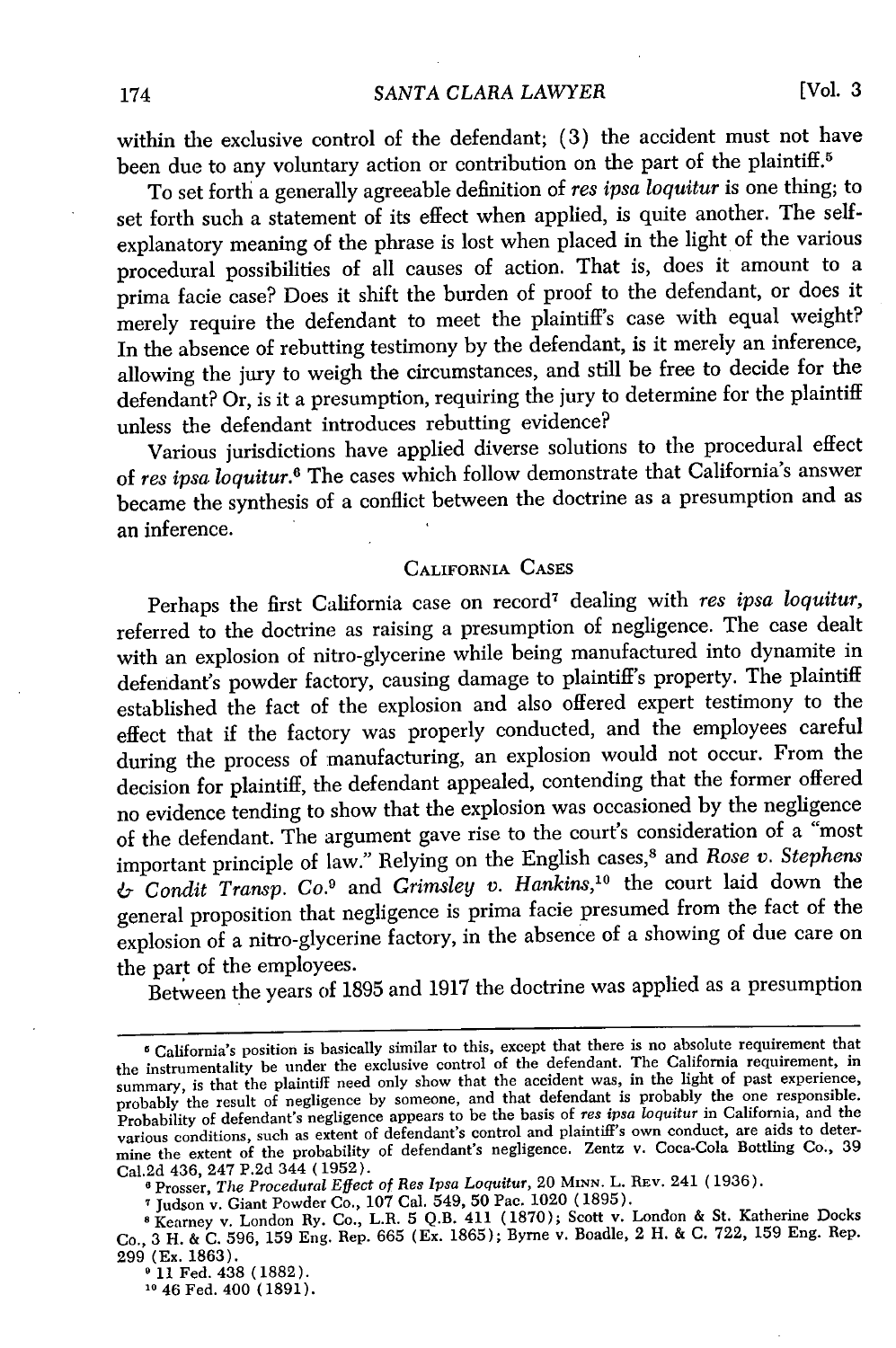within the exclusive control of the defendant; (3) the accident must not have been due to any voluntary action or contribution on the part of the plaintiff.[5]

To set forth a generally agreeable definition of *res ipsa loquitur* is one thing; to set forth such a statement of its effect when applied, is quite another. The self-explanatory meaning of the phrase is lost when placed in the light of the various procedural possibilities of all causes of action. That is, does it amount to a prima facie case? Does it shift the burden of proof to the defendant, or does it merely require the defendant to meet the plaintiff's case with equal weight? In the absence of rebutting testimony by the defendant, is it merely an inference, allowing the jury to weigh the circumstances, and still be free to decide for the defendant? Or, is it a presumption, requiring the jury to determine for the plaintiff unless the defendant introduces rebutting evidence?

Various jurisdictions have applied diverse solutions to the procedural effect of *res ipsa loquitur*.[6] The cases which follow demonstrate that California's answer became the synthesis of a conflict between the doctrine as a presumption and as an inference.

## California Cases

Perhaps the first California case on record[7] dealing with *res ipsa loquitur*, referred to the doctrine as raising a presumption of negligence. The case dealt with an explosion of nitro-glycerine while being manufactured into dynamite in defendant's powder factory, causing damage to plaintiff's property. The plaintiff established the fact of the explosion and also offered expert testimony to the effect that if the factory was properly conducted, and the employees careful during the process of manufacturing, an explosion would not occur. From the decision for plaintiff, the defendant appealed, contending that the former offered no evidence tending to show that the explosion was occasioned by the negligence of the defendant. The argument gave rise to the court's consideration of a "most important principle of law." Relying on the English cases,[8] and *Rose v. Stephens & Condit Transp. Co.*[9] and *Grimsley v. Hankins*,[10] the court laid down the general proposition that negligence is prima facie presumed from the fact of the explosion of a nitro-glycerine factory, in the absence of a showing of due care on the part of the employees.

Between the years of 1895 and 1917 the doctrine was applied as a presumption

---

[5] California's position is basically similar to this, except that there is no absolute requirement that the instrumentality be under the exclusive control of the defendant. The California requirement, in summary, is that the plaintiff need only show that the accident was, in the light of past experience, probably the result of negligence by someone, and that defendant is probably the one responsible. Probability of defendant's negligence appears to be the basis of *res ipsa loquitur* in California, and the various conditions, such as extent of defendant's control and plaintiff's own conduct, are aids to determine the extent of the probability of defendant's negligence. Zentz v. Coca-Cola Bottling Co., 39 Cal.2d 436, 247 P.2d 344 (1952).

[6] Prosser, *The Procedural Effect of Res Ipsa Loquitur*, 20 Minn. L. Rev. 241 (1936).

[7] Judson v. Giant Powder Co., 107 Cal. 549, 50 Pac. 1020 (1895).

[8] Kearney v. London Ry. Co., L.R. 5 Q.B. 411 (1870); Scott v. London & St. Katherine Docks Co., 3 H. & C. 596, 159 Eng. Rep. 665 (Ex. 1865); Byrne v. Boadle, 2 H. & C. 722, 159 Eng. Rep. 299 (Ex. 1863).

[9] 11 Fed. 438 (1882).

[10] 46 Fed. 400 (1891).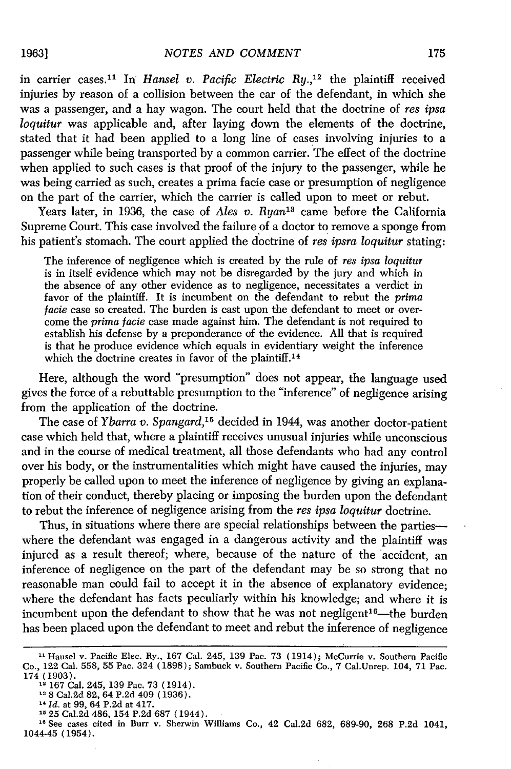in carrier cases.[11] In *Hansel v. Pacific Electric Ry.*,[12] the plaintiff received injuries by reason of a collision between the car of the defendant, in which she was a passenger, and a hay wagon. The court held that the doctrine of *res ipsa loquitur* was applicable and, after laying down the elements of the doctrine, stated that it had been applied to a long line of cases involving injuries to a passenger while being transported by a common carrier. The effect of the doctrine when applied to such cases is that proof of the injury to the passenger, while he was being carried as such, creates a prima facie case or presumption of negligence on the part of the carrier, which the carrier is called upon to meet or rebut.

Years later, in 1936, the case of *Ales v. Ryan*[13] came before the California Supreme Court. This case involved the failure of a doctor to remove a sponge from his patient's stomach. The court applied the doctrine of *res ipsra loquitur* stating:

> The inference of negligence which is created by the rule of *res ipsa loquitur* is in itself evidence which may not be disregarded by the jury and which in the absence of any other evidence as to negligence, necessitates a verdict in favor of the plaintiff. It is incumbent on the defendant to rebut the *prima facie* case so created. The burden is cast upon the defendant to meet or overcome the *prima facie* case made against him. The defendant is not required to establish his defense by a preponderance of the evidence. All that is required is that he produce evidence which equals in evidentiary weight the inference which the doctrine creates in favor of the plaintiff.[14]

Here, although the word "presumption" does not appear, the language used gives the force of a rebuttable presumption to the "inference" of negligence arising from the application of the doctrine.

The case of *Ybarra v. Spangard*,[15] decided in 1944, was another doctor-patient case which held that, where a plaintiff receives unusual injuries while unconscious and in the course of medical treatment, all those defendants who had any control over his body, or the instrumentalities which might have caused the injuries, may properly be called upon to meet the inference of negligence by giving an explanation of their conduct, thereby placing or imposing the burden upon the defendant to rebut the inference of negligence arising from the *res ipsa loquitur* doctrine.

Thus, in situations where there are special relationships between the parties—where the defendant was engaged in a dangerous activity and the plaintiff was injured as a result thereof; where, because of the nature of the accident, an inference of negligence on the part of the defendant may be so strong that no reasonable man could fail to accept it in the absence of explanatory evidence; where the defendant has facts peculiarly within his knowledge; and where it is incumbent upon the defendant to show that he was not negligent[16]—the burden has been placed upon the defendant to meet and rebut the inference of negligence

---

[11] Hausel v. Pacific Elec. Ry., 167 Cal. 245, 139 Pac. 73 (1914); McCurrie v. Southern Pacific Co., 122 Cal. 558, 55 Pac. 324 (1898); Sambuck v. Southern Pacific Co., 7 Cal.Unrep. 104, 71 Pac. 174 (1903).

[12] 167 Cal. 245, 139 Pac. 73 (1914).

[13] 8 Cal.2d 82, 64 P.2d 409 (1936).

[14] *Id.* at 99, 64 P.2d at 417.

[15] 25 Cal.2d 486, 154 P.2d 687 (1944).

[16] See cases cited in Burr v. Sherwin Williams Co., 42 Cal.2d 682, 689-90, 268 P.2d 1041, 1044-45 (1954).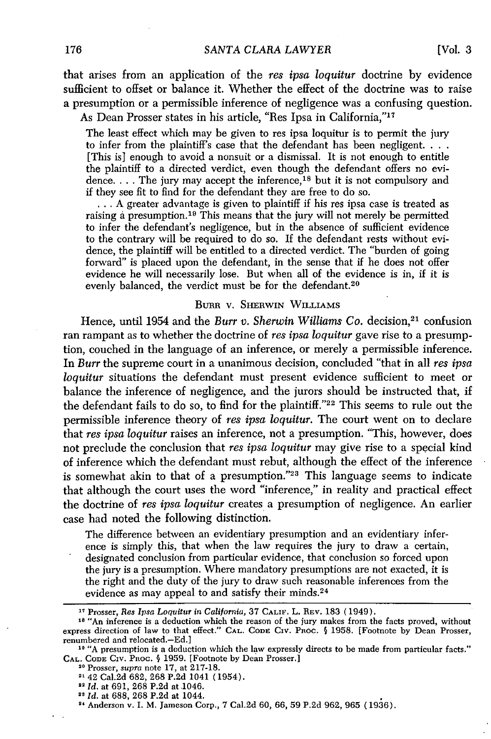that arises from an application of the *res ipsa loquitur* doctrine by evidence sufficient to offset or balance it. Whether the effect of the doctrine was to raise a presumption or a permissible inference of negligence was a confusing question.

As Dean Prosser states in his article, "Res Ipsa in California,"[17]

> The least effect which may be given to res ipsa loquitur is to permit the jury to infer from the plaintiff's case that the defendant has been negligent. . . . [This is] enough to avoid a nonsuit or a dismissal. It is not enough to entitle the plaintiff to a directed verdict, even though the defendant offers no evidence. . . . The jury may accept the inference,[18] but it is not compulsory and if they see fit to find for the defendant they are free to do so.
>
> . . . A greater advantage is given to plaintiff if his res ipsa case is treated as raising a presumption.[19] This means that the jury will not merely be permitted to infer the defendant's negligence, but in the absence of sufficient evidence to the contrary will be required to do so. If the defendant rests without evidence, the plaintiff will be entitled to a directed verdict. The "burden of going forward" is placed upon the defendant, in the sense that if he does not offer evidence he will necessarily lose. But when all of the evidence is in, if it is evenly balanced, the verdict must be for the defendant.[20]

## BURR V. SHERWIN WILLIAMS

Hence, until 1954 and the *Burr v. Sherwin Williams Co.* decision,[21] confusion ran rampant as to whether the doctrine of *res ipsa loquitur* gave rise to a presumption, couched in the language of an inference, or merely a permissible inference. In *Burr* the supreme court in a unanimous decision, concluded "that in all *res ipsa loquitur* situations the defendant must present evidence sufficient to meet or balance the inference of negligence, and the jurors should be instructed that, if the defendant fails to do so, to find for the plaintiff."[22] This seems to rule out the permissible inference theory of *res ipsa loquitur.* The court went on to declare that *res ipsa loquitur* raises an inference, not a presumption. "This, however, does not preclude the conclusion that *res ipsa loquitur* may give rise to a special kind of inference which the defendant must rebut, although the effect of the inference is somewhat akin to that of a presumption."[23] This language seems to indicate that although the court uses the word "inference," in reality and practical effect the doctrine of *res ipsa loquitur* creates a presumption of negligence. An earlier case had noted the following distinction.

> The difference between an evidentiary presumption and an evidentiary inference is simply this, that when the law requires the jury to draw a certain, designated conclusion from particular evidence, that conclusion so forced upon the jury is a presumption. Where mandatory presumptions are not exacted, it is the right and the duty of the jury to draw such reasonable inferences from the evidence as may appeal to and satisfy their minds.[24]

---

[17] Prosser, *Res Ipsa Loquitur in California,* 37 CALIF. L. REV. 183 (1949).

[18] "An inference is a deduction which the reason of the jury makes from the facts proved, without express direction of law to that effect." CAL. CODE CIV. PROC. § 1958. [Footnote by Dean Prosser, renumbered and relocated.—Ed.]

[19] "A presumption is a deduction which the law expressly directs to be made from particular facts." CAL. CODE CIV. PROC. § 1959. [Footnote by Dean Prosser.]

[20] Prosser, *supra* note 17, at 217-18.

[21] 42 Cal.2d 682, 268 P.2d 1041 (1954).

[22] *Id.* at 691, 268 P.2d at 1046.

[23] *Id.* at 688, 268 P.2d at 1044.

[24] Anderson v. I. M. Jameson Corp., 7 Cal.2d 60, 66, 59 P.2d 962, 965 (1936).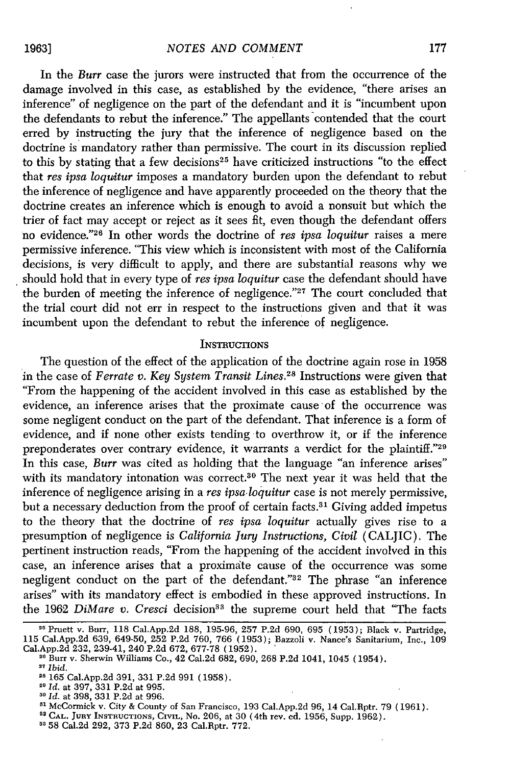In the *Burr* case the jurors were instructed that from the occurrence of the damage involved in this case, as established by the evidence, "there arises an inference" of negligence on the part of the defendant and it is "incumbent upon the defendants to rebut the inference." The appellants contended that the court erred by instructing the jury that the inference of negligence based on the doctrine is mandatory rather than permissive. The court in its discussion replied to this by stating that a few decisions[25] have criticized instructions "to the effect that *res ipsa loquitur* imposes a mandatory burden upon the defendant to rebut the inference of negligence and have apparently proceeded on the theory that the doctrine creates an inference which is enough to avoid a nonsuit but which the trier of fact may accept or reject as it sees fit, even though the defendant offers no evidence."[26] In other words the doctrine of *res ipsa loquitur* raises a mere permissive inference. "This view which is inconsistent with most of the California decisions, is very difficult to apply, and there are substantial reasons why we should hold that in every type of *res ipsa loquitur* case the defendant should have the burden of meeting the inference of negligence."[27] The court concluded that the trial court did not err in respect to the instructions given and that it was incumbent upon the defendant to rebut the inference of negligence.

## INSTRUCTIONS

The question of the effect of the application of the doctrine again rose in 1958 in the case of *Ferrate v. Key System Transit Lines.*[28] Instructions were given that "From the happening of the accident involved in this case as established by the evidence, an inference arises that the proximate cause of the occurrence was some negligent conduct on the part of the defendant. That inference is a form of evidence, and if none other exists tending to overthrow it, or if the inference preponderates over contrary evidence, it warrants a verdict for the plaintiff."[29] In this case, *Burr* was cited as holding that the language "an inference arises" with its mandatory intonation was correct.[30] The next year it was held that the inference of negligence arising in a *res ipsa loquitur* case is not merely permissive, but a necessary deduction from the proof of certain facts.[31] Giving added impetus to the theory that the doctrine of *res ipsa loquitur* actually gives rise to a presumption of negligence is *California Jury Instructions, Civil* (CALJIC). The pertinent instruction reads, "From the happening of the accident involved in this case, an inference arises that a proximate cause of the occurrence was some negligent conduct on the part of the defendant."[32] The phrase "an inference arises" with its mandatory effect is embodied in these approved instructions. In the 1962 *DiMare v. Cresci* decision[33] the supreme court held that "The facts

---

[25] Pruett v. Burr, 118 Cal.App.2d 188, 195-96, 257 P.2d 690, 695 (1953); Black v. Partridge, 115 Cal.App.2d 639, 649-50, 252 P.2d 760, 766 (1953); Bazzoli v. Nance's Sanitarium, Inc., 109 Cal.App.2d 232, 239-41, 240 P.2d 672, 677-78 (1952).

[26] Burr v. Sherwin Williams Co., 42 Cal.2d 682, 690, 268 P.2d 1041, 1045 (1954).

[27] *Ibid.*

[28] 165 Cal.App.2d 391, 331 P.2d 991 (1958).

[29] *Id.* at 397, 331 P.2d at 995.

[30] *Id.* at 398, 331 P.2d at 996.

[31] McCormick v. City & County of San Francisco, 193 Cal.App.2d 96, 14 Cal.Rptr. 79 (1961).

[32] CAL. JURY INSTRUCTIONS, CIVIL, No. 206, at 30 (4th rev. ed. 1956, Supp. 1962).

[33] 58 Cal.2d 292, 373 P.2d 860, 23 Cal.Rptr. 772.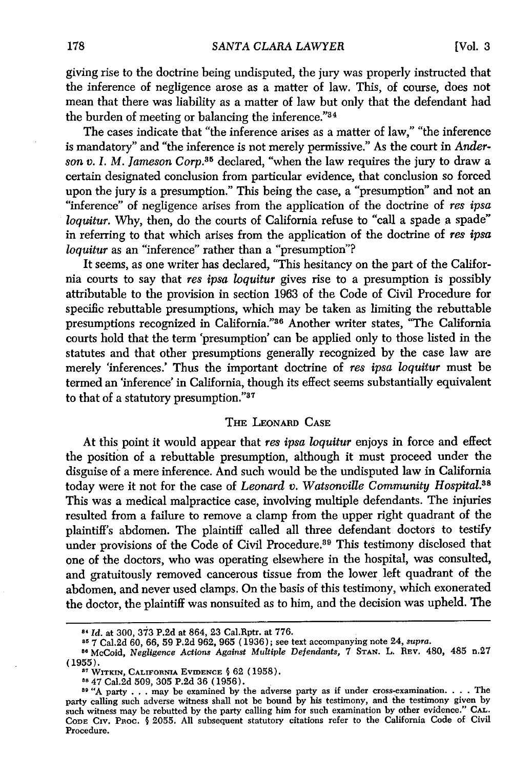giving rise to the doctrine being undisputed, the jury was properly instructed that the inference of negligence arose as a matter of law. This, of course, does not mean that there was liability as a matter of law but only that the defendant had the burden of meeting or balancing the inference."[34]

The cases indicate that "the inference arises as a matter of law," "the inference is mandatory" and "the inference is not merely permissive." As the court in *Anderson v. I. M. Jameson Corp.*[35] declared, "when the law requires the jury to draw a certain designated conclusion from particular evidence, that conclusion so forced upon the jury is a presumption." This being the case, a "presumption" and not an "inference" of negligence arises from the application of the doctrine of *res ipsa loquitur*. Why, then, do the courts of California refuse to "call a spade a spade" in referring to that which arises from the application of the doctrine of *res ipsa loquitur* as an "inference" rather than a "presumption"?

It seems, as one writer has declared, "This hesitancy on the part of the California courts to say that *res ipsa loquitur* gives rise to a presumption is possibly attributable to the provision in section 1963 of the Code of Civil Procedure for specific rebuttable presumptions, which may be taken as limiting the rebuttable presumptions recognized in California."[36] Another writer states, "The California courts hold that the term 'presumption' can be applied only to those listed in the statutes and that other presumptions generally recognized by the case law are merely 'inferences.' Thus the important doctrine of *res ipsa loquitur* must be termed an 'inference' in California, though its effect seems substantially equivalent to that of a statutory presumption."[37]

## The Leonard Case

At this point it would appear that *res ipsa loquitur* enjoys in force and effect the position of a rebuttable presumption, although it must proceed under the disguise of a mere inference. And such would be the undisputed law in California today were it not for the case of *Leonard v. Watsonville Community Hospital*.[38] This was a medical malpractice case, involving multiple defendants. The injuries resulted from a failure to remove a clamp from the upper right quadrant of the plaintiff's abdomen. The plaintiff called all three defendant doctors to testify under provisions of the Code of Civil Procedure.[39] This testimony disclosed that one of the doctors, who was operating elsewhere in the hospital, was consulted, and gratuitously removed cancerous tissue from the lower left quadrant of the abdomen, and never used clamps. On the basis of this testimony, which exonerated the doctor, the plaintiff was nonsuited as to him, and the decision was upheld. The

---

[34] *Id.* at 300, 373 P.2d at 864, 23 Cal.Rptr. at 776.

[35] 7 Cal.2d 60, 66, 59 P.2d 962, 965 (1936); see text accompanying note 24, *supra*.

[36] McCoid, *Negligence Actions Against Multiple Defendants*, 7 Stan. L. Rev. 480, 485 n.27 (1955).

[37] Witkin, California Evidence § 62 (1958).

[38] 47 Cal.2d 509, 305 P.2d 36 (1956).

[39] "A party . . . may be examined by the adverse party as if under cross-examination. . . . The party calling such adverse witness shall not be bound by his testimony, and the testimony given by such witness may be rebutted by the party calling him for such examination by other evidence." Cal. Code Civ. Proc. § 2055. All subsequent statutory citations refer to the California Code of Civil Procedure.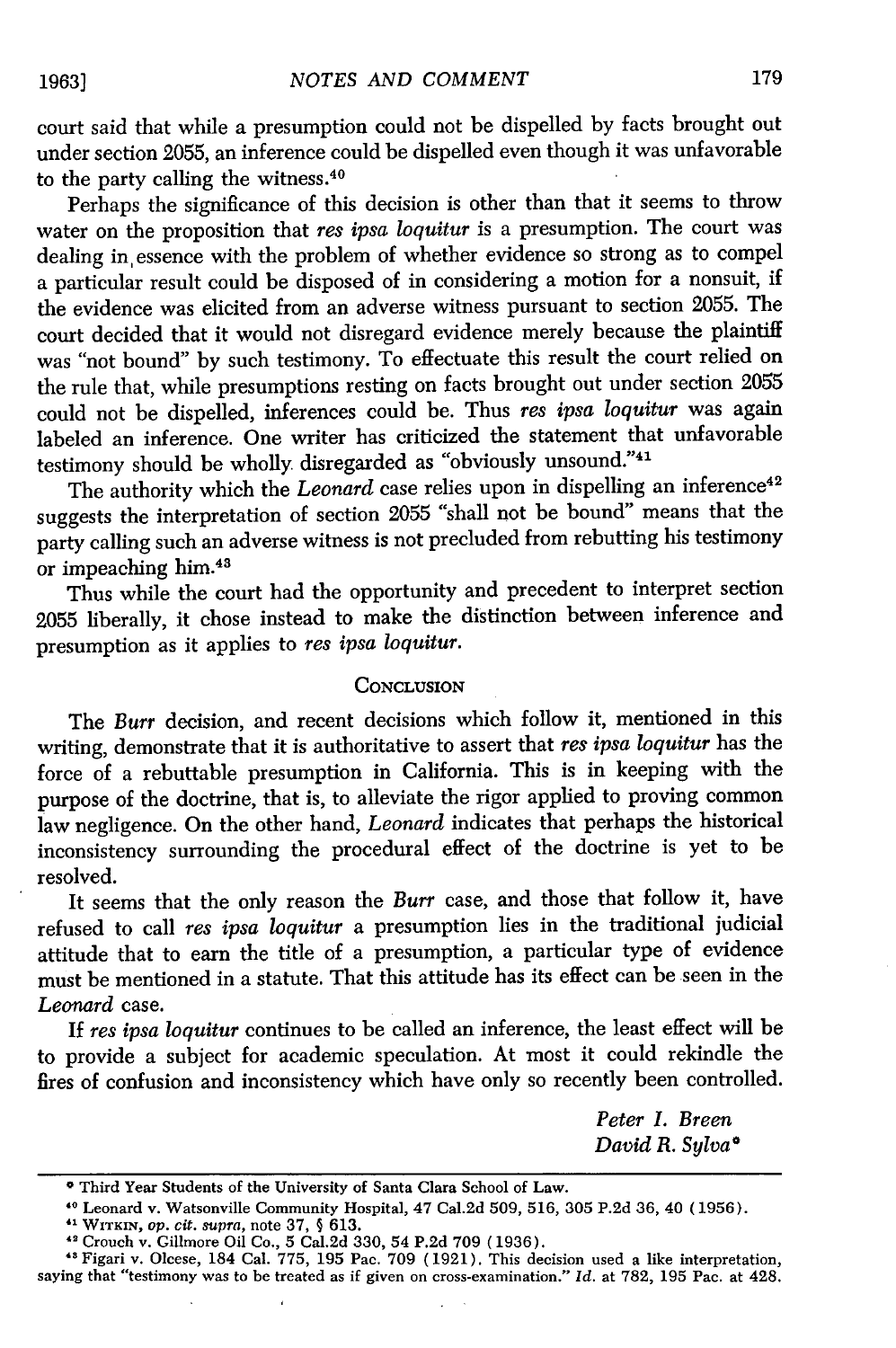court said that while a presumption could not be dispelled by facts brought out under section 2055, an inference could be dispelled even though it was unfavorable to the party calling the witness.[40]

Perhaps the significance of this decision is other than that it seems to throw water on the proposition that *res ipsa loquitur* is a presumption. The court was dealing in essence with the problem of whether evidence so strong as to compel a particular result could be disposed of in considering a motion for a nonsuit, if the evidence was elicited from an adverse witness pursuant to section 2055. The court decided that it would not disregard evidence merely because the plaintiff was "not bound" by such testimony. To effectuate this result the court relied on the rule that, while presumptions resting on facts brought out under section 2055 could not be dispelled, inferences could be. Thus *res ipsa loquitur* was again labeled an inference. One writer has criticized the statement that unfavorable testimony should be wholly disregarded as "obviously unsound."[41]

The authority which the *Leonard* case relies upon in dispelling an inference[42] suggests the interpretation of section 2055 "shall not be bound" means that the party calling such an adverse witness is not precluded from rebutting his testimony or impeaching him.[43]

Thus while the court had the opportunity and precedent to interpret section 2055 liberally, it chose instead to make the distinction between inference and presumption as it applies to *res ipsa loquitur*.

## Conclusion

The *Burr* decision, and recent decisions which follow it, mentioned in this writing, demonstrate that it is authoritative to assert that *res ipsa loquitur* has the force of a rebuttable presumption in California. This is in keeping with the purpose of the doctrine, that is, to alleviate the rigor applied to proving common law negligence. On the other hand, *Leonard* indicates that perhaps the historical inconsistency surrounding the procedural effect of the doctrine is yet to be resolved.

It seems that the only reason the *Burr* case, and those that follow it, have refused to call *res ipsa loquitur* a presumption lies in the traditional judicial attitude that to earn the title of a presumption, a particular type of evidence must be mentioned in a statute. That this attitude has its effect can be seen in the *Leonard* case.

If *res ipsa loquitur* continues to be called an inference, the least effect will be to provide a subject for academic speculation. At most it could rekindle the fires of confusion and inconsistency which have only so recently been controlled.

*Peter I. Breen*
*David R. Sylva*\*

---

\* Third Year Students of the University of Santa Clara School of Law.

[40] Leonard v. Watsonville Community Hospital, 47 Cal.2d 509, 516, 305 P.2d 36, 40 (1956).

[41] Witkin, *op. cit. supra*, note 37, § 613.

[42] Crouch v. Gillmore Oil Co., 5 Cal.2d 330, 54 P.2d 709 (1936).

[43] Figari v. Olcese, 184 Cal. 775, 195 Pac. 709 (1921). This decision used a like interpretation, saying that "testimony was to be treated as if given on cross-examination." *Id.* at 782, 195 Pac. at 428.